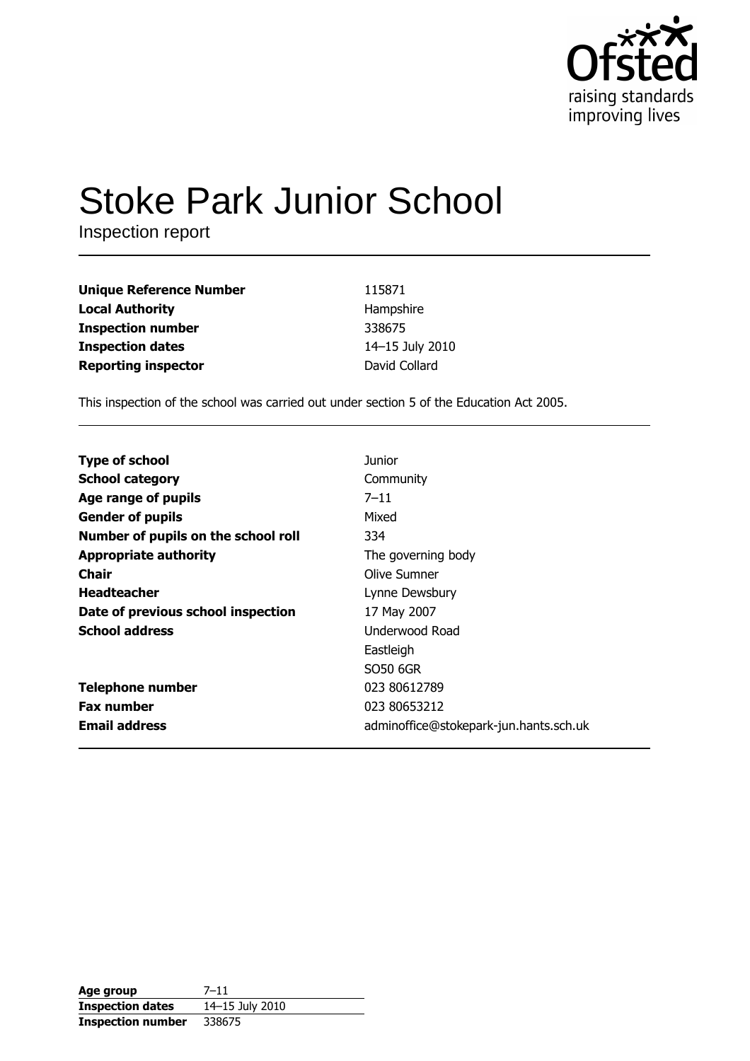Ofsted
raising standards
improving lives

# Stoke Park Junior School

Inspection report

| | |
|---|---|
| **Unique Reference Number** | 115871 |
| **Local Authority** | Hampshire |
| **Inspection number** | 338675 |
| **Inspection dates** | 14–15 July 2010 |
| **Reporting inspector** | David Collard |

This inspection of the school was carried out under section 5 of the Education Act 2005.

| | |
|---|---|
| **Type of school** | Junior |
| **School category** | Community |
| **Age range of pupils** | 7–11 |
| **Gender of pupils** | Mixed |
| **Number of pupils on the school roll** | 334 |
| **Appropriate authority** | The governing body |
| **Chair** | Olive Sumner |
| **Headteacher** | Lynne Dewsbury |
| **Date of previous school inspection** | 17 May 2007 |
| **School address** | Underwood Road<br>Eastleigh<br>SO50 6GR |
| **Telephone number** | 023 80612789 |
| **Fax number** | 023 80653212 |
| **Email address** | adminoffice@stokepark-jun.hants.sch.uk |

| | |
|---|---|
| **Age group** | 7–11 |
| **Inspection dates** | 14–15 July 2010 |
| **Inspection number** | 338675 |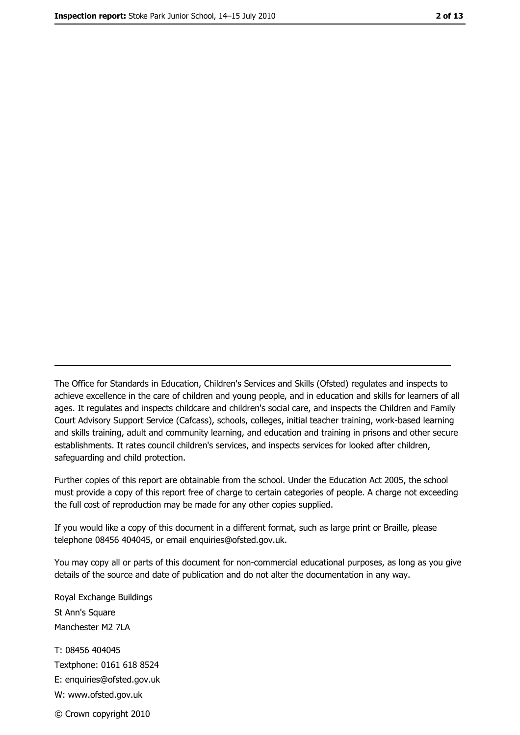---

The Office for Standards in Education, Children's Services and Skills (Ofsted) regulates and inspects to achieve excellence in the care of children and young people, and in education and skills for learners of all ages. It regulates and inspects childcare and children's social care, and inspects the Children and Family Court Advisory Support Service (Cafcass), schools, colleges, initial teacher training, work-based learning and skills training, adult and community learning, and education and training in prisons and other secure establishments. It rates council children's services, and inspects services for looked after children, safeguarding and child protection.

Further copies of this report are obtainable from the school. Under the Education Act 2005, the school must provide a copy of this report free of charge to certain categories of people. A charge not exceeding the full cost of reproduction may be made for any other copies supplied.

If you would like a copy of this document in a different format, such as large print or Braille, please telephone 08456 404045, or email enquiries@ofsted.gov.uk.

You may copy all or parts of this document for non-commercial educational purposes, as long as you give details of the source and date of publication and do not alter the documentation in any way.

Royal Exchange Buildings
St Ann's Square
Manchester M2 7LA

T: 08456 404045
Textphone: 0161 618 8524
E: enquiries@ofsted.gov.uk
W: www.ofsted.gov.uk

© Crown copyright 2010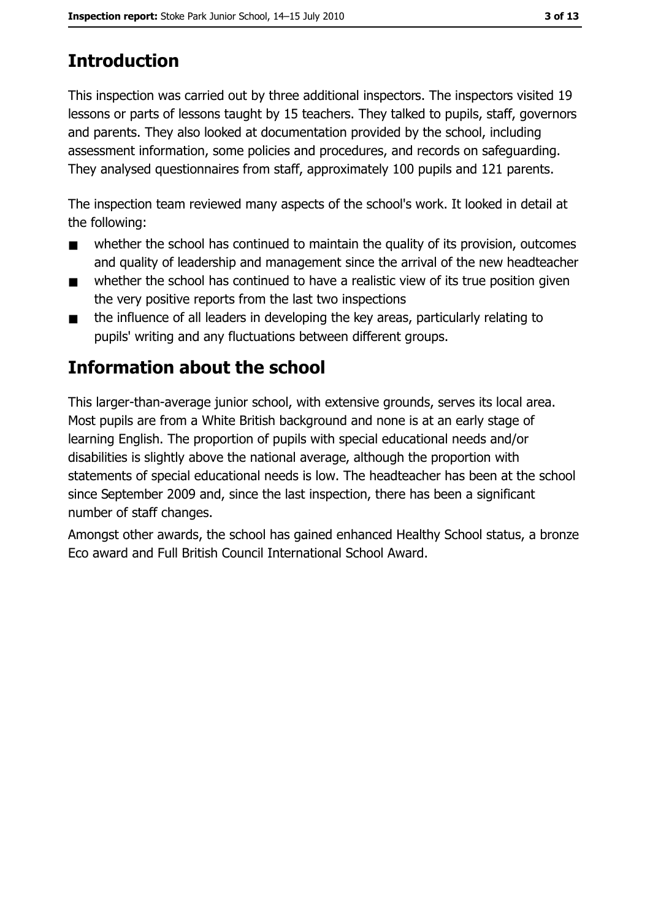# Introduction

This inspection was carried out by three additional inspectors. The inspectors visited 19 lessons or parts of lessons taught by 15 teachers. They talked to pupils, staff, governors and parents. They also looked at documentation provided by the school, including assessment information, some policies and procedures, and records on safeguarding. They analysed questionnaires from staff, approximately 100 pupils and 121 parents.

The inspection team reviewed many aspects of the school's work. It looked in detail at the following:

- whether the school has continued to maintain the quality of its provision, outcomes and quality of leadership and management since the arrival of the new headteacher
- whether the school has continued to have a realistic view of its true position given the very positive reports from the last two inspections
- the influence of all leaders in developing the key areas, particularly relating to pupils' writing and any fluctuations between different groups.

# Information about the school

This larger-than-average junior school, with extensive grounds, serves its local area. Most pupils are from a White British background and none is at an early stage of learning English. The proportion of pupils with special educational needs and/or disabilities is slightly above the national average, although the proportion with statements of special educational needs is low. The headteacher has been at the school since September 2009 and, since the last inspection, there has been a significant number of staff changes.

Amongst other awards, the school has gained enhanced Healthy School status, a bronze Eco award and Full British Council International School Award.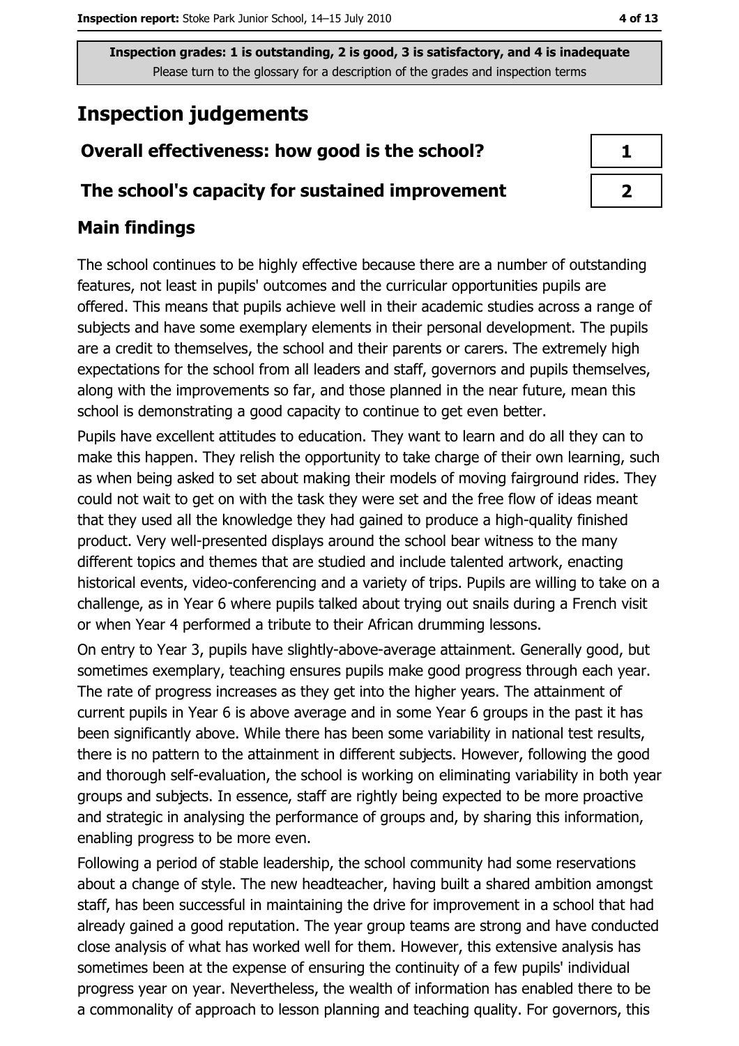**Inspection grades: 1 is outstanding, 2 is good, 3 is satisfactory, and 4 is inadequate**
Please turn to the glossary for a description of the grades and inspection terms

# Inspection judgements

| Overall effectiveness: how good is the school? | 1 |
|---|---|
| The school's capacity for sustained improvement | 2 |

## Main findings

The school continues to be highly effective because there are a number of outstanding features, not least in pupils' outcomes and the curricular opportunities pupils are offered. This means that pupils achieve well in their academic studies across a range of subjects and have some exemplary elements in their personal development. The pupils are a credit to themselves, the school and their parents or carers. The extremely high expectations for the school from all leaders and staff, governors and pupils themselves, along with the improvements so far, and those planned in the near future, mean this school is demonstrating a good capacity to continue to get even better.

Pupils have excellent attitudes to education. They want to learn and do all they can to make this happen. They relish the opportunity to take charge of their own learning, such as when being asked to set about making their models of moving fairground rides. They could not wait to get on with the task they were set and the free flow of ideas meant that they used all the knowledge they had gained to produce a high-quality finished product. Very well-presented displays around the school bear witness to the many different topics and themes that are studied and include talented artwork, enacting historical events, video-conferencing and a variety of trips. Pupils are willing to take on a challenge, as in Year 6 where pupils talked about trying out snails during a French visit or when Year 4 performed a tribute to their African drumming lessons.

On entry to Year 3, pupils have slightly-above-average attainment. Generally good, but sometimes exemplary, teaching ensures pupils make good progress through each year. The rate of progress increases as they get into the higher years. The attainment of current pupils in Year 6 is above average and in some Year 6 groups in the past it has been significantly above. While there has been some variability in national test results, there is no pattern to the attainment in different subjects. However, following the good and thorough self-evaluation, the school is working on eliminating variability in both year groups and subjects. In essence, staff are rightly being expected to be more proactive and strategic in analysing the performance of groups and, by sharing this information, enabling progress to be more even.

Following a period of stable leadership, the school community had some reservations about a change of style. The new headteacher, having built a shared ambition amongst staff, has been successful in maintaining the drive for improvement in a school that had already gained a good reputation. The year group teams are strong and have conducted close analysis of what has worked well for them. However, this extensive analysis has sometimes been at the expense of ensuring the continuity of a few pupils' individual progress year on year. Nevertheless, the wealth of information has enabled there to be a commonality of approach to lesson planning and teaching quality. For governors, this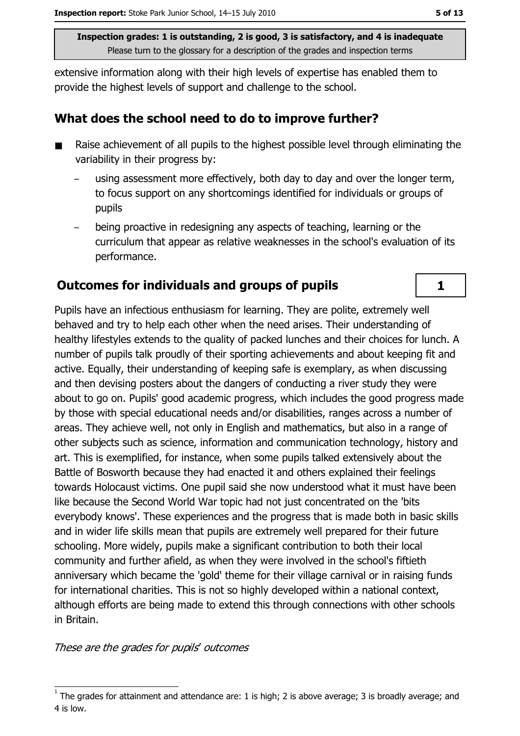extensive information along with their high levels of expertise has enabled them to provide the highest levels of support and challenge to the school.

## What does the school need to do to improve further?

- Raise achievement of all pupils to the highest possible level through eliminating the variability in their progress by:
  - using assessment more effectively, both day to day and over the longer term, to focus support on any shortcomings identified for individuals or groups of pupils
  - being proactive in redesigning any aspects of teaching, learning or the curriculum that appear as relative weaknesses in the school's evaluation of its performance.

## Outcomes for individuals and groups of pupils — 1

Pupils have an infectious enthusiasm for learning. They are polite, extremely well behaved and try to help each other when the need arises. Their understanding of healthy lifestyles extends to the quality of packed lunches and their choices for lunch. A number of pupils talk proudly of their sporting achievements and about keeping fit and active. Equally, their understanding of keeping safe is exemplary, as when discussing and then devising posters about the dangers of conducting a river study they were about to go on. Pupils' good academic progress, which includes the good progress made by those with special educational needs and/or disabilities, ranges across a number of areas. They achieve well, not only in English and mathematics, but also in a range of other subjects such as science, information and communication technology, history and art. This is exemplified, for instance, when some pupils talked extensively about the Battle of Bosworth because they had enacted it and others explained their feelings towards Holocaust victims. One pupil said she now understood what it must have been like because the Second World War topic had not just concentrated on the 'bits everybody knows'. These experiences and the progress that is made both in basic skills and in wider life skills mean that pupils are extremely well prepared for their future schooling. More widely, pupils make a significant contribution to both their local community and further afield, as when they were involved in the school's fiftieth anniversary which became the 'gold' theme for their village carnival or in raising funds for international charities. This is not so highly developed within a national context, although efforts are being made to extend this through connections with other schools in Britain.

*These are the grades for pupils' outcomes*

[1] The grades for attainment and attendance are: 1 is high; 2 is above average; 3 is broadly average; and 4 is low.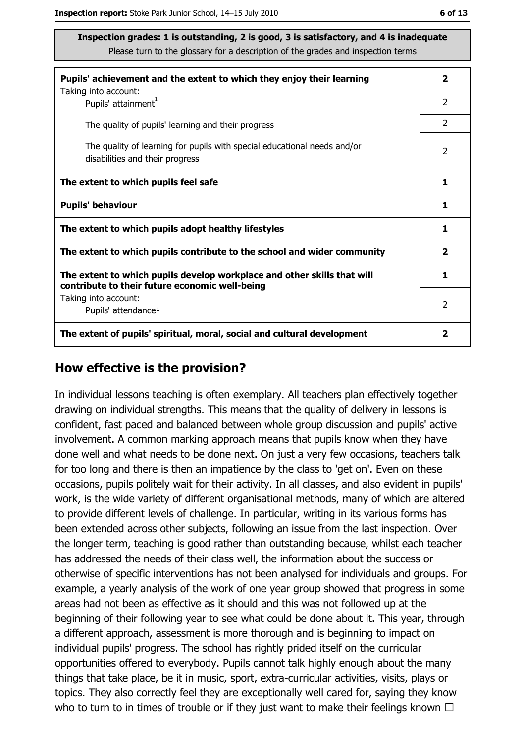**Inspection grades: 1 is outstanding, 2 is good, 3 is satisfactory, and 4 is inadequate**
Please turn to the glossary for a description of the grades and inspection terms

| | |
|---|---|
| **Pupils' achievement and the extent to which they enjoy their learning** | **2** |
| Taking into account: Pupils' attainment[1] | 2 |
| The quality of pupils' learning and their progress | 2 |
| The quality of learning for pupils with special educational needs and/or disabilities and their progress | 2 |
| **The extent to which pupils feel safe** | **1** |
| **Pupils' behaviour** | **1** |
| **The extent to which pupils adopt healthy lifestyles** | **1** |
| **The extent to which pupils contribute to the school and wider community** | **2** |
| **The extent to which pupils develop workplace and other skills that will contribute to their future economic well-being** | **1** |
| Taking into account: Pupils' attendance[1] | 2 |
| **The extent of pupils' spiritual, moral, social and cultural development** | **2** |

## How effective is the provision?

In individual lessons teaching is often exemplary. All teachers plan effectively together drawing on individual strengths. This means that the quality of delivery in lessons is confident, fast paced and balanced between whole group discussion and pupils' active involvement. A common marking approach means that pupils know when they have done well and what needs to be done next. On just a very few occasions, teachers talk for too long and there is then an impatience by the class to 'get on'. Even on these occasions, pupils politely wait for their activity. In all classes, and also evident in pupils' work, is the wide variety of different organisational methods, many of which are altered to provide different levels of challenge. In particular, writing in its various forms has been extended across other subjects, following an issue from the last inspection. Over the longer term, teaching is good rather than outstanding because, whilst each teacher has addressed the needs of their class well, the information about the success or otherwise of specific interventions has not been analysed for individuals and groups. For example, a yearly analysis of the work of one year group showed that progress in some areas had not been as effective as it should and this was not followed up at the beginning of their following year to see what could be done about it. This year, through a different approach, assessment is more thorough and is beginning to impact on individual pupils' progress. The school has rightly prided itself on the curricular opportunities offered to everybody. Pupils cannot talk highly enough about the many things that take place, be it in music, sport, extra-curricular activities, visits, plays or topics. They also correctly feel they are exceptionally well cared for, saying they know who to turn to in times of trouble or if they just want to make their feelings known ☐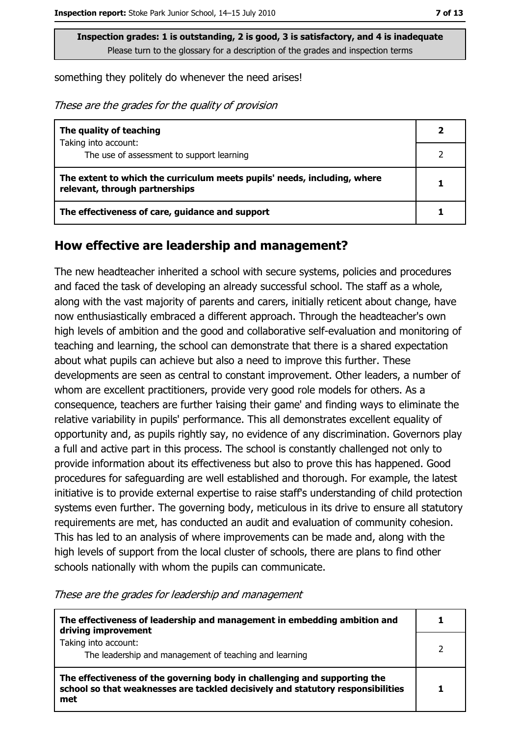**Inspection grades: 1 is outstanding, 2 is good, 3 is satisfactory, and 4 is inadequate**
Please turn to the glossary for a description of the grades and inspection terms

something they politely do whenever the need arises!

*These are the grades for the quality of provision*

| | |
|---|---|
| **The quality of teaching** | **2** |
| Taking into account: The use of assessment to support learning | 2 |
| **The extent to which the curriculum meets pupils' needs, including, where relevant, through partnerships** | **1** |
| **The effectiveness of care, guidance and support** | **1** |

## How effective are leadership and management?

The new headteacher inherited a school with secure systems, policies and procedures and faced the task of developing an already successful school. The staff as a whole, along with the vast majority of parents and carers, initially reticent about change, have now enthusiastically embraced a different approach. Through the headteacher's own high levels of ambition and the good and collaborative self-evaluation and monitoring of teaching and learning, the school can demonstrate that there is a shared expectation about what pupils can achieve but also a need to improve this further. These developments are seen as central to constant improvement. Other leaders, a number of whom are excellent practitioners, provide very good role models for others. As a consequence, teachers are further 'raising their game' and finding ways to eliminate the relative variability in pupils' performance. This all demonstrates excellent equality of opportunity and, as pupils rightly say, no evidence of any discrimination. Governors play a full and active part in this process. The school is constantly challenged not only to provide information about its effectiveness but also to prove this has happened. Good procedures for safeguarding are well established and thorough. For example, the latest initiative is to provide external expertise to raise staff's understanding of child protection systems even further. The governing body, meticulous in its drive to ensure all statutory requirements are met, has conducted an audit and evaluation of community cohesion. This has led to an analysis of where improvements can be made and, along with the high levels of support from the local cluster of schools, there are plans to find other schools nationally with whom the pupils can communicate.

*These are the grades for leadership and management*

| | |
|---|---|
| **The effectiveness of leadership and management in embedding ambition and driving improvement** | **1** |
| Taking into account: The leadership and management of teaching and learning | 2 |
| **The effectiveness of the governing body in challenging and supporting the school so that weaknesses are tackled decisively and statutory responsibilities met** | **1** |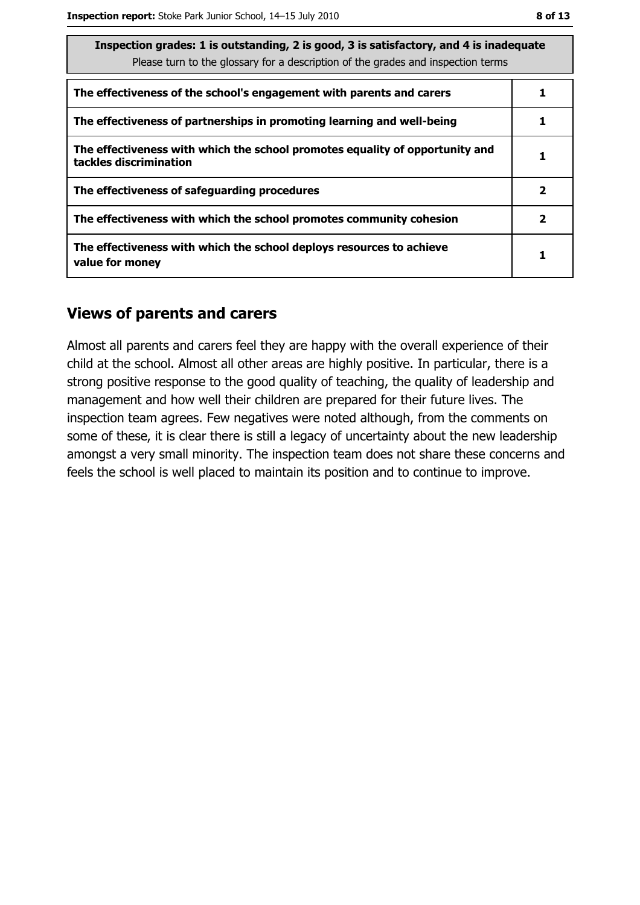| Inspection grades: 1 is outstanding, 2 is good, 3 is satisfactory, and 4 is inadequate<br>Please turn to the glossary for a description of the grades and inspection terms | |
|---|---|
| The effectiveness of the school's engagement with parents and carers | 1 |
| The effectiveness of partnerships in promoting learning and well-being | 1 |
| The effectiveness with which the school promotes equality of opportunity and tackles discrimination | 1 |
| The effectiveness of safeguarding procedures | 2 |
| The effectiveness with which the school promotes community cohesion | 2 |
| The effectiveness with which the school deploys resources to achieve value for money | 1 |

## Views of parents and carers

Almost all parents and carers feel they are happy with the overall experience of their child at the school. Almost all other areas are highly positive. In particular, there is a strong positive response to the good quality of teaching, the quality of leadership and management and how well their children are prepared for their future lives. The inspection team agrees. Few negatives were noted although, from the comments on some of these, it is clear there is still a legacy of uncertainty about the new leadership amongst a very small minority. The inspection team does not share these concerns and feels the school is well placed to maintain its position and to continue to improve.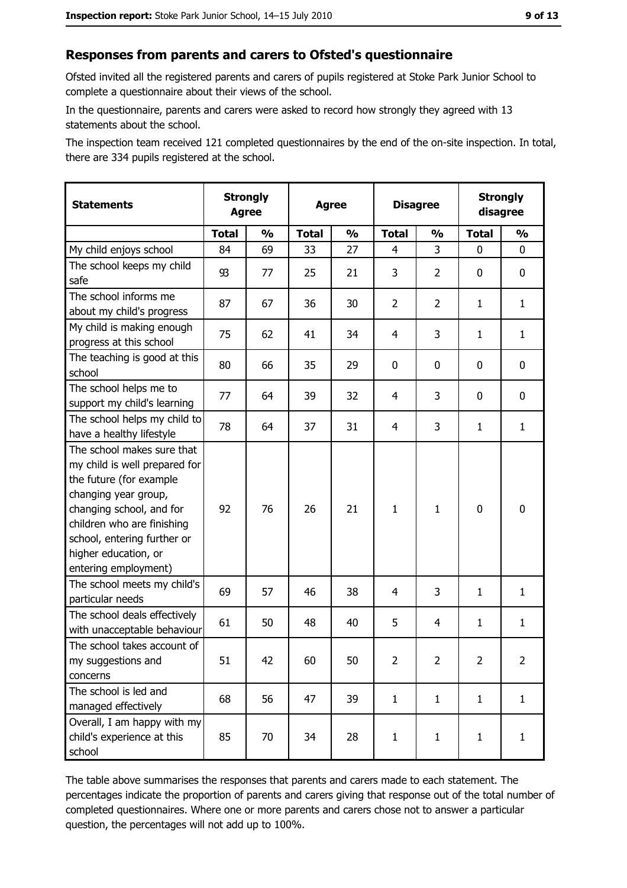## Responses from parents and carers to Ofsted's questionnaire

Ofsted invited all the registered parents and carers of pupils registered at Stoke Park Junior School to complete a questionnaire about their views of the school.

In the questionnaire, parents and carers were asked to record how strongly they agreed with 13 statements about the school.

The inspection team received 121 completed questionnaires by the end of the on-site inspection. In total, there are 334 pupils registered at the school.

| Statements | Strongly Agree | | Agree | | Disagree | | Strongly disagree | |
|---|---|---|---|---|---|---|---|---|
| | Total | % | Total | % | Total | % | Total | % |
| My child enjoys school | 84 | 69 | 33 | 27 | 4 | 3 | 0 | 0 |
| The school keeps my child safe | 93 | 77 | 25 | 21 | 3 | 2 | 0 | 0 |
| The school informs me about my child's progress | 87 | 67 | 36 | 30 | 2 | 2 | 1 | 1 |
| My child is making enough progress at this school | 75 | 62 | 41 | 34 | 4 | 3 | 1 | 1 |
| The teaching is good at this school | 80 | 66 | 35 | 29 | 0 | 0 | 0 | 0 |
| The school helps me to support my child's learning | 77 | 64 | 39 | 32 | 4 | 3 | 0 | 0 |
| The school helps my child to have a healthy lifestyle | 78 | 64 | 37 | 31 | 4 | 3 | 1 | 1 |
| The school makes sure that my child is well prepared for the future (for example changing year group, changing school, and for children who are finishing school, entering further or higher education, or entering employment) | 92 | 76 | 26 | 21 | 1 | 1 | 0 | 0 |
| The school meets my child's particular needs | 69 | 57 | 46 | 38 | 4 | 3 | 1 | 1 |
| The school deals effectively with unacceptable behaviour | 61 | 50 | 48 | 40 | 5 | 4 | 1 | 1 |
| The school takes account of my suggestions and concerns | 51 | 42 | 60 | 50 | 2 | 2 | 2 | 2 |
| The school is led and managed effectively | 68 | 56 | 47 | 39 | 1 | 1 | 1 | 1 |
| Overall, I am happy with my child's experience at this school | 85 | 70 | 34 | 28 | 1 | 1 | 1 | 1 |

The table above summarises the responses that parents and carers made to each statement. The percentages indicate the proportion of parents and carers giving that response out of the total number of completed questionnaires. Where one or more parents and carers chose not to answer a particular question, the percentages will not add up to 100%.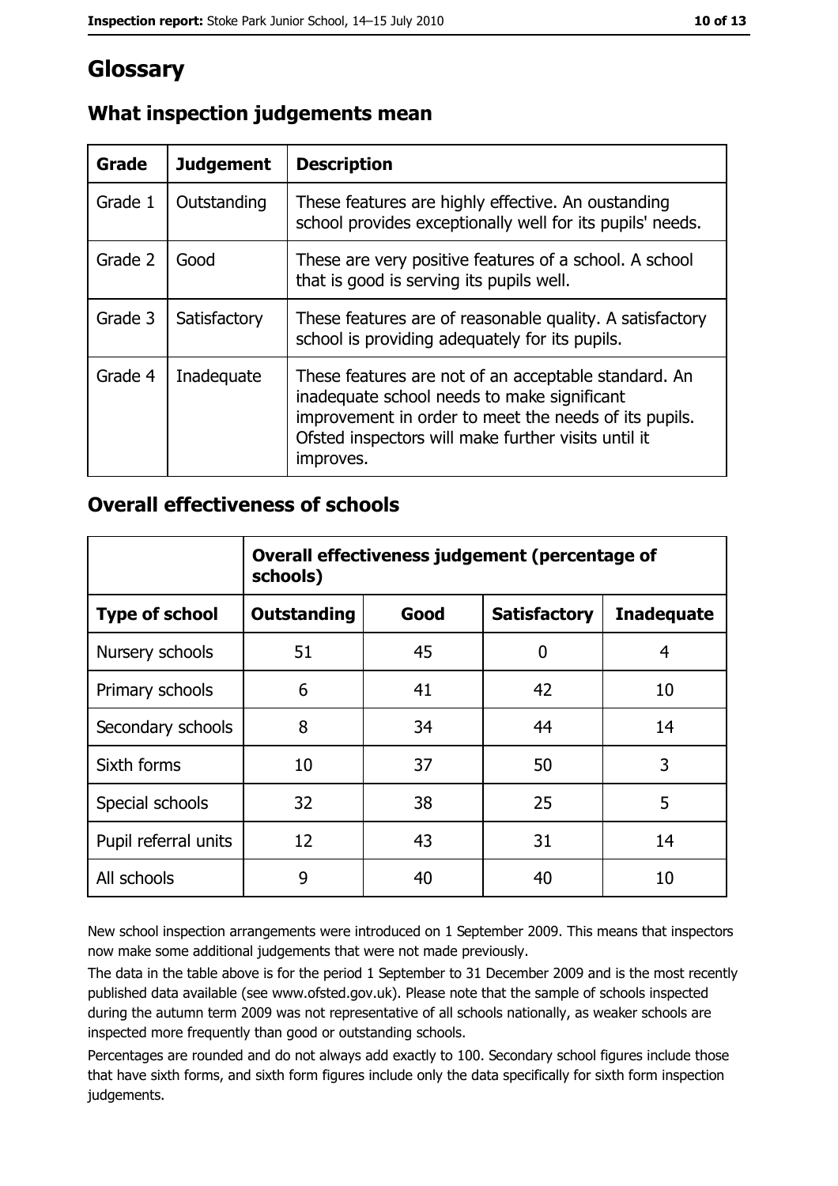# Glossary

## What inspection judgements mean

| Grade | Judgement | Description |
|---|---|---|
| Grade 1 | Outstanding | These features are highly effective. An oustanding school provides exceptionally well for its pupils' needs. |
| Grade 2 | Good | These are very positive features of a school. A school that is good is serving its pupils well. |
| Grade 3 | Satisfactory | These features are of reasonable quality. A satisfactory school is providing adequately for its pupils. |
| Grade 4 | Inadequate | These features are not of an acceptable standard. An inadequate school needs to make significant improvement in order to meet the needs of its pupils. Ofsted inspectors will make further visits until it improves. |

## Overall effectiveness of schools

| | Overall effectiveness judgement (percentage of schools) | | | |
|---|---|---|---|---|
| **Type of school** | **Outstanding** | **Good** | **Satisfactory** | **Inadequate** |
| Nursery schools | 51 | 45 | 0 | 4 |
| Primary schools | 6 | 41 | 42 | 10 |
| Secondary schools | 8 | 34 | 44 | 14 |
| Sixth forms | 10 | 37 | 50 | 3 |
| Special schools | 32 | 38 | 25 | 5 |
| Pupil referral units | 12 | 43 | 31 | 14 |
| All schools | 9 | 40 | 40 | 10 |

New school inspection arrangements were introduced on 1 September 2009. This means that inspectors now make some additional judgements that were not made previously.

The data in the table above is for the period 1 September to 31 December 2009 and is the most recently published data available (see www.ofsted.gov.uk). Please note that the sample of schools inspected during the autumn term 2009 was not representative of all schools nationally, as weaker schools are inspected more frequently than good or outstanding schools.

Percentages are rounded and do not always add exactly to 100. Secondary school figures include those that have sixth forms, and sixth form figures include only the data specifically for sixth form inspection judgements.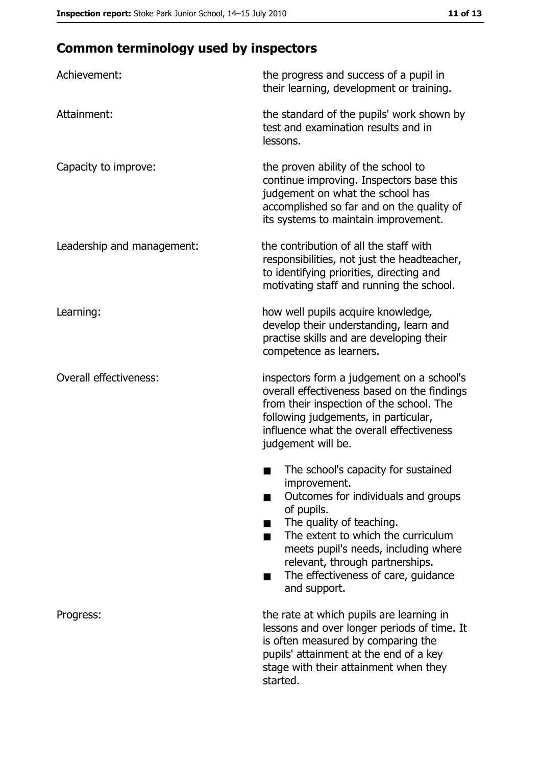## Common terminology used by inspectors

| | |
|---|---|
| Achievement: | the progress and success of a pupil in their learning, development or training. |
| Attainment: | the standard of the pupils' work shown by test and examination results and in lessons. |
| Capacity to improve: | the proven ability of the school to continue improving. Inspectors base this judgement on what the school has accomplished so far and on the quality of its systems to maintain improvement. |
| Leadership and management: | the contribution of all the staff with responsibilities, not just the headteacher, to identifying priorities, directing and motivating staff and running the school. |
| Learning: | how well pupils acquire knowledge, develop their understanding, learn and practise skills and are developing their competence as learners. |
| Overall effectiveness: | inspectors form a judgement on a school's overall effectiveness based on the findings from their inspection of the school. The following judgements, in particular, influence what the overall effectiveness judgement will be. <br>■ The school's capacity for sustained improvement.<br>■ Outcomes for individuals and groups of pupils.<br>■ The quality of teaching.<br>■ The extent to which the curriculum meets pupil's needs, including where relevant, through partnerships.<br>■ The effectiveness of care, guidance and support. |
| Progress: | the rate at which pupils are learning in lessons and over longer periods of time. It is often measured by comparing the pupils' attainment at the end of a key stage with their attainment when they started. |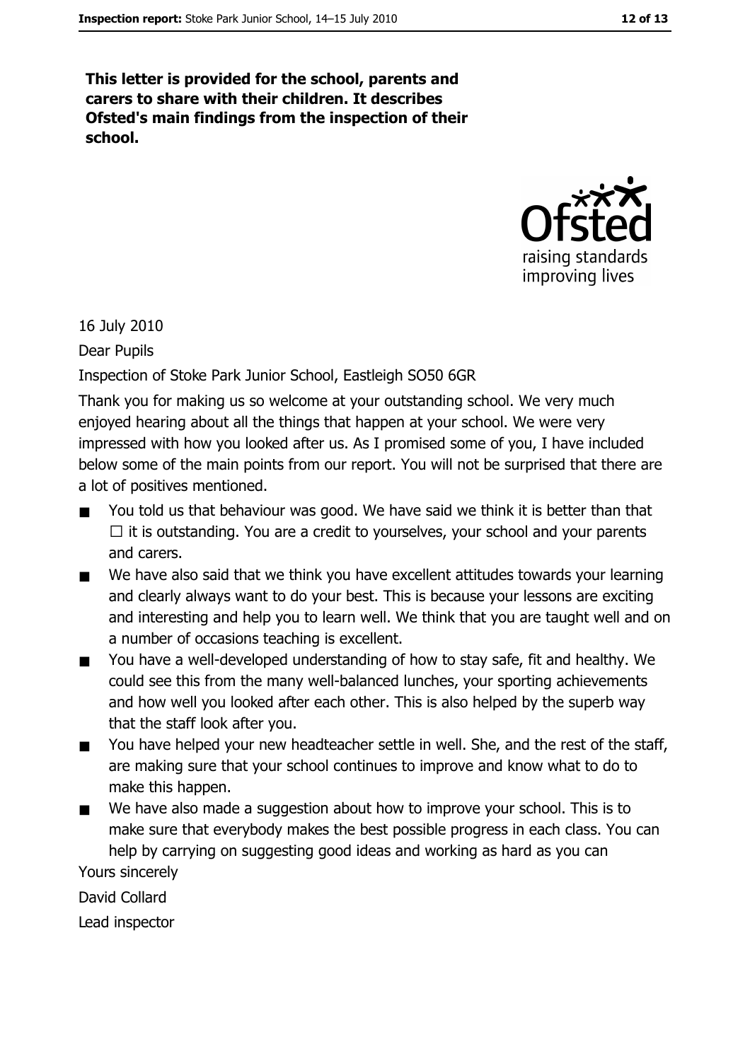**This letter is provided for the school, parents and carers to share with their children. It describes Ofsted's main findings from the inspection of their school.**

16 July 2010

Dear Pupils

Inspection of Stoke Park Junior School, Eastleigh SO50 6GR

Thank you for making us so welcome at your outstanding school. We very much enjoyed hearing about all the things that happen at your school. We were very impressed with how you looked after us. As I promised some of you, I have included below some of the main points from our report. You will not be surprised that there are a lot of positives mentioned.

- You told us that behaviour was good. We have said we think it is better than that ☐ it is outstanding. You are a credit to yourselves, your school and your parents and carers.
- We have also said that we think you have excellent attitudes towards your learning and clearly always want to do your best. This is because your lessons are exciting and interesting and help you to learn well. We think that you are taught well and on a number of occasions teaching is excellent.
- You have a well-developed understanding of how to stay safe, fit and healthy. We could see this from the many well-balanced lunches, your sporting achievements and how well you looked after each other. This is also helped by the superb way that the staff look after you.
- You have helped your new headteacher settle in well. She, and the rest of the staff, are making sure that your school continues to improve and know what to do to make this happen.
- We have also made a suggestion about how to improve your school. This is to make sure that everybody makes the best possible progress in each class. You can help by carrying on suggesting good ideas and working as hard as you can

Yours sincerely

David Collard

Lead inspector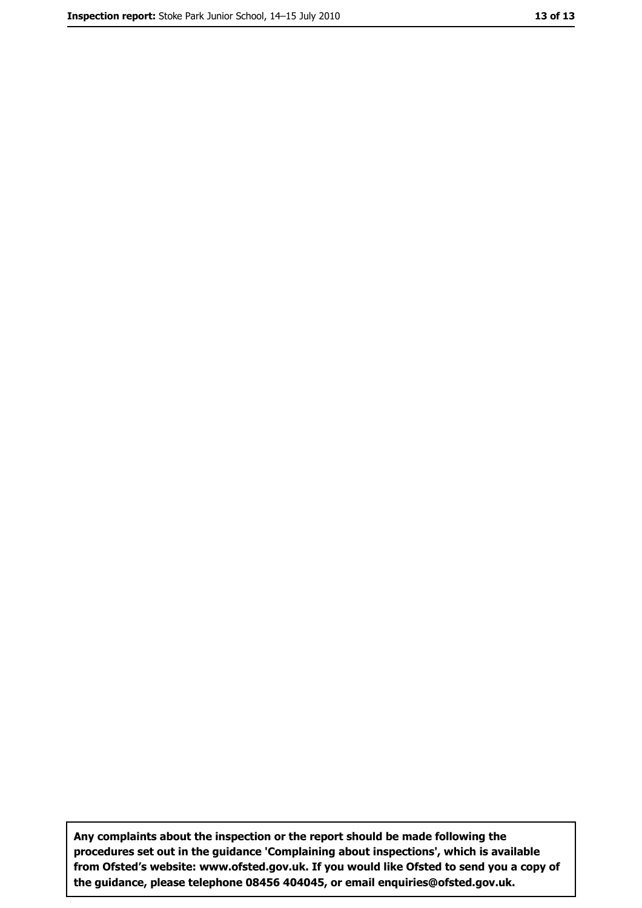**Any complaints about the inspection or the report should be made following the procedures set out in the guidance 'Complaining about inspections', which is available from Ofsted's website: www.ofsted.gov.uk. If you would like Ofsted to send you a copy of the guidance, please telephone 08456 404045, or email enquiries@ofsted.gov.uk.**